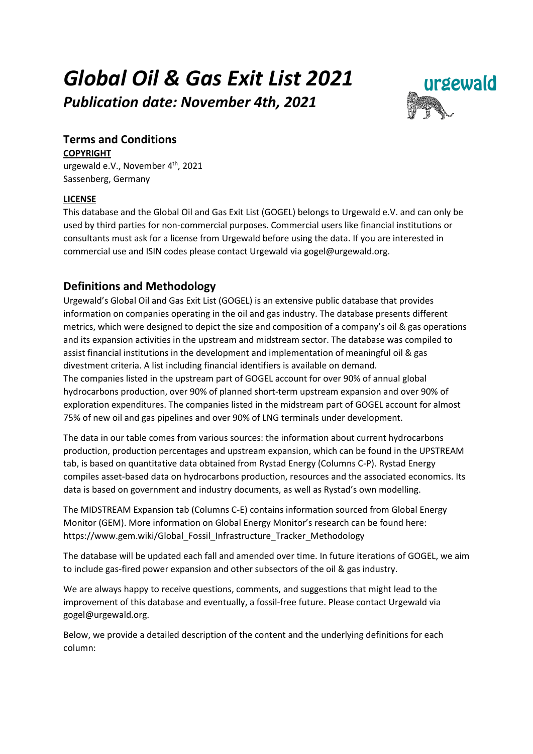# *Global Oil & Gas Exit List 2021*

## *Publication date: November 4th, 2021*

## Terms and Conditions

**COPYRIGHT**

urgewald e.V., November 4th, 2021
Sassenberg, Germany

**LICENSE**

This database and the Global Oil and Gas Exit List (GOGEL) belongs to Urgewald e.V. and can only be used by third parties for non-commercial purposes. Commercial users like financial institutions or consultants must ask for a license from Urgewald before using the data. If you are interested in commercial use and ISIN codes please contact Urgewald via gogel@urgewald.org.

## Definitions and Methodology

Urgewald's Global Oil and Gas Exit List (GOGEL) is an extensive public database that provides information on companies operating in the oil and gas industry. The database presents different metrics, which were designed to depict the size and composition of a company's oil & gas operations and its expansion activities in the upstream and midstream sector. The database was compiled to assist financial institutions in the development and implementation of meaningful oil & gas divestment criteria. A list including financial identifiers is available on demand.
The companies listed in the upstream part of GOGEL account for over 90% of annual global hydrocarbons production, over 90% of planned short-term upstream expansion and over 90% of exploration expenditures. The companies listed in the midstream part of GOGEL account for almost 75% of new oil and gas pipelines and over 90% of LNG terminals under development.

The data in our table comes from various sources: the information about current hydrocarbons production, production percentages and upstream expansion, which can be found in the UPSTREAM tab, is based on quantitative data obtained from Rystad Energy (Columns C-P). Rystad Energy compiles asset-based data on hydrocarbons production, resources and the associated economics. Its data is based on government and industry documents, as well as Rystad's own modelling.

The MIDSTREAM Expansion tab (Columns C-E) contains information sourced from Global Energy Monitor (GEM). More information on Global Energy Monitor's research can be found here: https://www.gem.wiki/Global_Fossil_Infrastructure_Tracker_Methodology

The database will be updated each fall and amended over time. In future iterations of GOGEL, we aim to include gas-fired power expansion and other subsectors of the oil & gas industry.

We are always happy to receive questions, comments, and suggestions that might lead to the improvement of this database and eventually, a fossil-free future. Please contact Urgewald via gogel@urgewald.org.

Below, we provide a detailed description of the content and the underlying definitions for each column: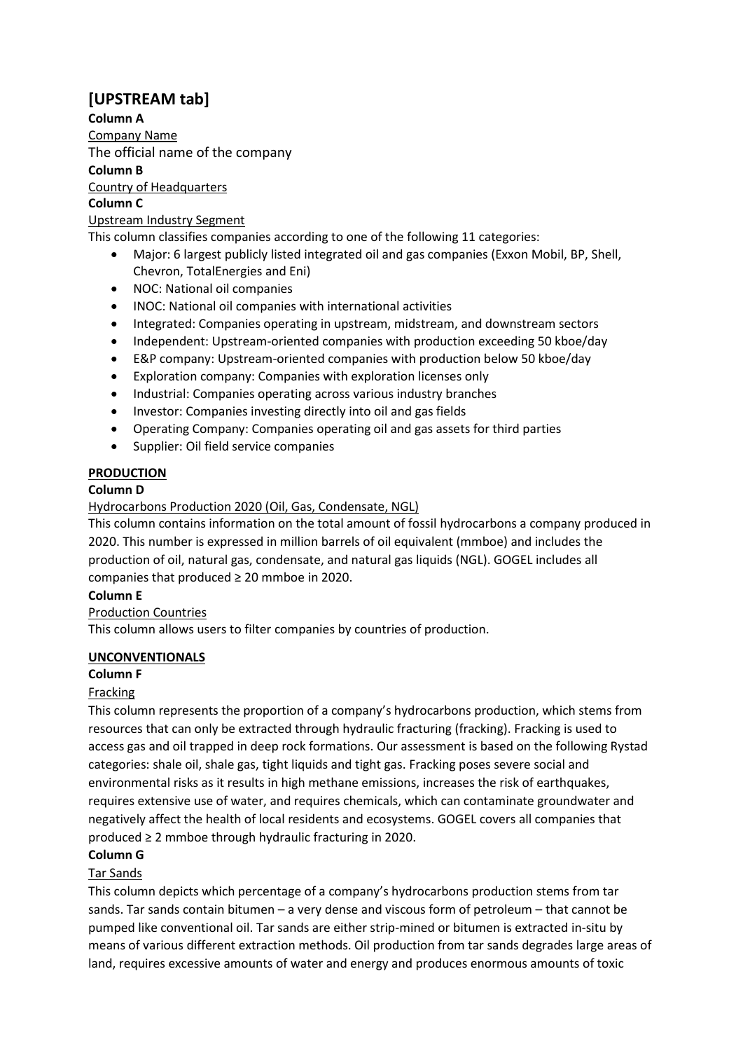# [UPSTREAM tab]

**Column A**

Company Name

The official name of the company

**Column B**

Country of Headquarters

**Column C**

Upstream Industry Segment

This column classifies companies according to one of the following 11 categories:

- Major: 6 largest publicly listed integrated oil and gas companies (Exxon Mobil, BP, Shell, Chevron, TotalEnergies and Eni)
- NOC: National oil companies
- INOC: National oil companies with international activities
- Integrated: Companies operating in upstream, midstream, and downstream sectors
- Independent: Upstream-oriented companies with production exceeding 50 kboe/day
- E&P company: Upstream-oriented companies with production below 50 kboe/day
- Exploration company: Companies with exploration licenses only
- Industrial: Companies operating across various industry branches
- Investor: Companies investing directly into oil and gas fields
- Operating Company: Companies operating oil and gas assets for third parties
- Supplier: Oil field service companies

**PRODUCTION**

**Column D**

Hydrocarbons Production 2020 (Oil, Gas, Condensate, NGL)

This column contains information on the total amount of fossil hydrocarbons a company produced in 2020. This number is expressed in million barrels of oil equivalent (mmboe) and includes the production of oil, natural gas, condensate, and natural gas liquids (NGL). GOGEL includes all companies that produced ≥ 20 mmboe in 2020.

**Column E**

Production Countries

This column allows users to filter companies by countries of production.

**UNCONVENTIONALS**

**Column F**

Fracking

This column represents the proportion of a company's hydrocarbons production, which stems from resources that can only be extracted through hydraulic fracturing (fracking). Fracking is used to access gas and oil trapped in deep rock formations. Our assessment is based on the following Rystad categories: shale oil, shale gas, tight liquids and tight gas. Fracking poses severe social and environmental risks as it results in high methane emissions, increases the risk of earthquakes, requires extensive use of water, and requires chemicals, which can contaminate groundwater and negatively affect the health of local residents and ecosystems. GOGEL covers all companies that produced ≥ 2 mmboe through hydraulic fracturing in 2020.

**Column G**

Tar Sands

This column depicts which percentage of a company's hydrocarbons production stems from tar sands. Tar sands contain bitumen – a very dense and viscous form of petroleum – that cannot be pumped like conventional oil. Tar sands are either strip-mined or bitumen is extracted in-situ by means of various different extraction methods. Oil production from tar sands degrades large areas of land, requires excessive amounts of water and energy and produces enormous amounts of toxic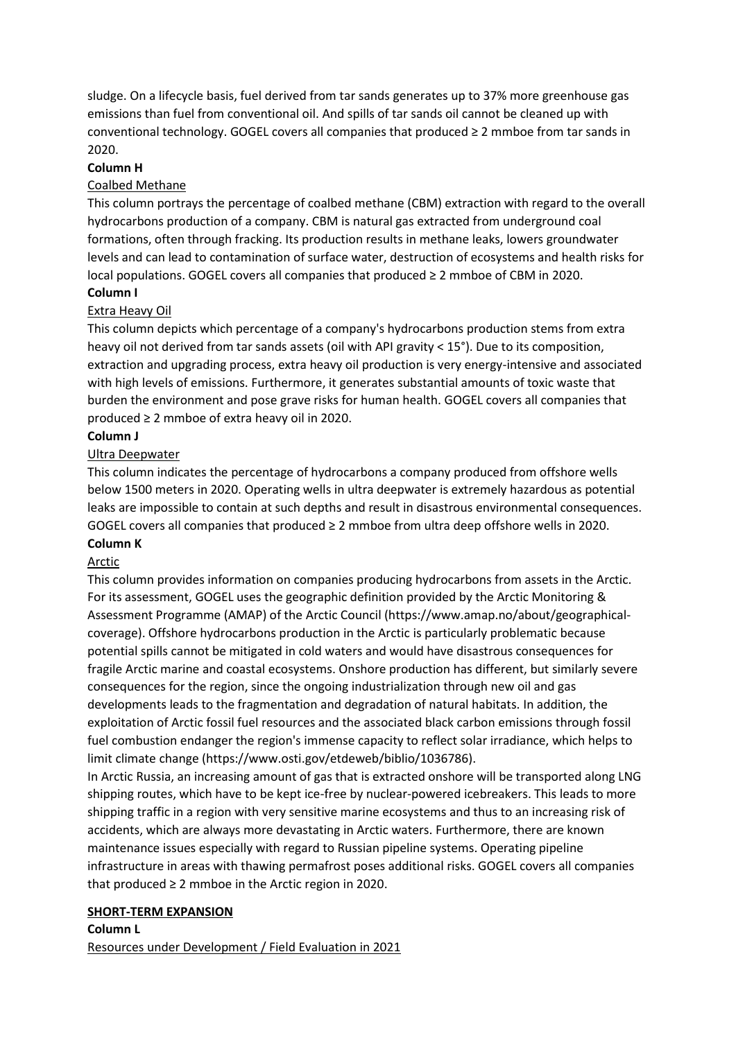sludge. On a lifecycle basis, fuel derived from tar sands generates up to 37% more greenhouse gas emissions than fuel from conventional oil. And spills of tar sands oil cannot be cleaned up with conventional technology. GOGEL covers all companies that produced ≥ 2 mmboe from tar sands in 2020.

**Column H**

Coalbed Methane

This column portrays the percentage of coalbed methane (CBM) extraction with regard to the overall hydrocarbons production of a company. CBM is natural gas extracted from underground coal formations, often through fracking. Its production results in methane leaks, lowers groundwater levels and can lead to contamination of surface water, destruction of ecosystems and health risks for local populations. GOGEL covers all companies that produced ≥ 2 mmboe of CBM in 2020.

**Column I**

Extra Heavy Oil

This column depicts which percentage of a company's hydrocarbons production stems from extra heavy oil not derived from tar sands assets (oil with API gravity < 15°). Due to its composition, extraction and upgrading process, extra heavy oil production is very energy-intensive and associated with high levels of emissions. Furthermore, it generates substantial amounts of toxic waste that burden the environment and pose grave risks for human health. GOGEL covers all companies that produced ≥ 2 mmboe of extra heavy oil in 2020.

**Column J**

Ultra Deepwater

This column indicates the percentage of hydrocarbons a company produced from offshore wells below 1500 meters in 2020. Operating wells in ultra deepwater is extremely hazardous as potential leaks are impossible to contain at such depths and result in disastrous environmental consequences. GOGEL covers all companies that produced ≥ 2 mmboe from ultra deep offshore wells in 2020.

**Column K**

Arctic

This column provides information on companies producing hydrocarbons from assets in the Arctic. For its assessment, GOGEL uses the geographic definition provided by the Arctic Monitoring & Assessment Programme (AMAP) of the Arctic Council (https://www.amap.no/about/geographical-coverage). Offshore hydrocarbons production in the Arctic is particularly problematic because potential spills cannot be mitigated in cold waters and would have disastrous consequences for fragile Arctic marine and coastal ecosystems. Onshore production has different, but similarly severe consequences for the region, since the ongoing industrialization through new oil and gas developments leads to the fragmentation and degradation of natural habitats. In addition, the exploitation of Arctic fossil fuel resources and the associated black carbon emissions through fossil fuel combustion endanger the region's immense capacity to reflect solar irradiance, which helps to limit climate change (https://www.osti.gov/etdeweb/biblio/1036786).

In Arctic Russia, an increasing amount of gas that is extracted onshore will be transported along LNG shipping routes, which have to be kept ice-free by nuclear-powered icebreakers. This leads to more shipping traffic in a region with very sensitive marine ecosystems and thus to an increasing risk of accidents, which are always more devastating in Arctic waters. Furthermore, there are known maintenance issues especially with regard to Russian pipeline systems. Operating pipeline infrastructure in areas with thawing permafrost poses additional risks. GOGEL covers all companies that produced ≥ 2 mmboe in the Arctic region in 2020.

**SHORT-TERM EXPANSION**

**Column L**

Resources under Development / Field Evaluation in 2021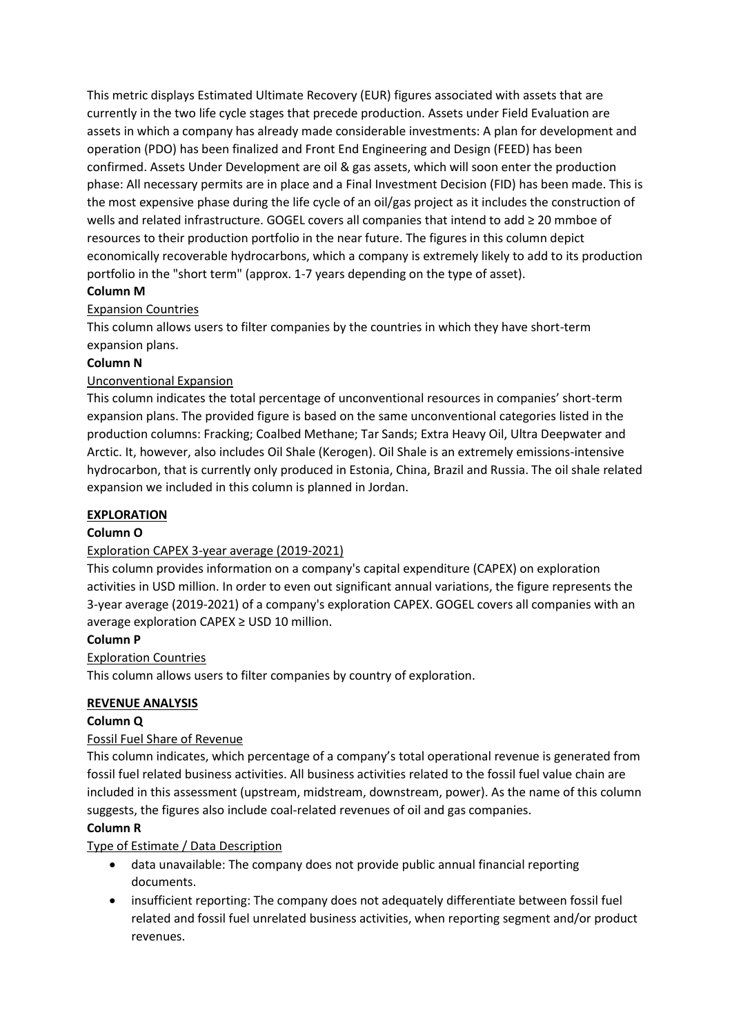This metric displays Estimated Ultimate Recovery (EUR) figures associated with assets that are currently in the two life cycle stages that precede production. Assets under Field Evaluation are assets in which a company has already made considerable investments: A plan for development and operation (PDO) has been finalized and Front End Engineering and Design (FEED) has been confirmed. Assets Under Development are oil & gas assets, which will soon enter the production phase: All necessary permits are in place and a Final Investment Decision (FID) has been made. This is the most expensive phase during the life cycle of an oil/gas project as it includes the construction of wells and related infrastructure. GOGEL covers all companies that intend to add ≥ 20 mmboe of resources to their production portfolio in the near future. The figures in this column depict economically recoverable hydrocarbons, which a company is extremely likely to add to its production portfolio in the "short term" (approx. 1-7 years depending on the type of asset).

**Column M**

Expansion Countries

This column allows users to filter companies by the countries in which they have short-term expansion plans.

**Column N**

Unconventional Expansion

This column indicates the total percentage of unconventional resources in companies' short-term expansion plans. The provided figure is based on the same unconventional categories listed in the production columns: Fracking; Coalbed Methane; Tar Sands; Extra Heavy Oil, Ultra Deepwater and Arctic. It, however, also includes Oil Shale (Kerogen). Oil Shale is an extremely emissions-intensive hydrocarbon, that is currently only produced in Estonia, China, Brazil and Russia. The oil shale related expansion we included in this column is planned in Jordan.

**EXPLORATION**

**Column O**

Exploration CAPEX 3-year average (2019-2021)

This column provides information on a company's capital expenditure (CAPEX) on exploration activities in USD million. In order to even out significant annual variations, the figure represents the 3-year average (2019-2021) of a company's exploration CAPEX. GOGEL covers all companies with an average exploration CAPEX ≥ USD 10 million.

**Column P**

Exploration Countries

This column allows users to filter companies by country of exploration.

**REVENUE ANALYSIS**

**Column Q**

Fossil Fuel Share of Revenue

This column indicates, which percentage of a company's total operational revenue is generated from fossil fuel related business activities. All business activities related to the fossil fuel value chain are included in this assessment (upstream, midstream, downstream, power). As the name of this column suggests, the figures also include coal-related revenues of oil and gas companies.

**Column R**

Type of Estimate / Data Description

- data unavailable: The company does not provide public annual financial reporting documents.
- insufficient reporting: The company does not adequately differentiate between fossil fuel related and fossil fuel unrelated business activities, when reporting segment and/or product revenues.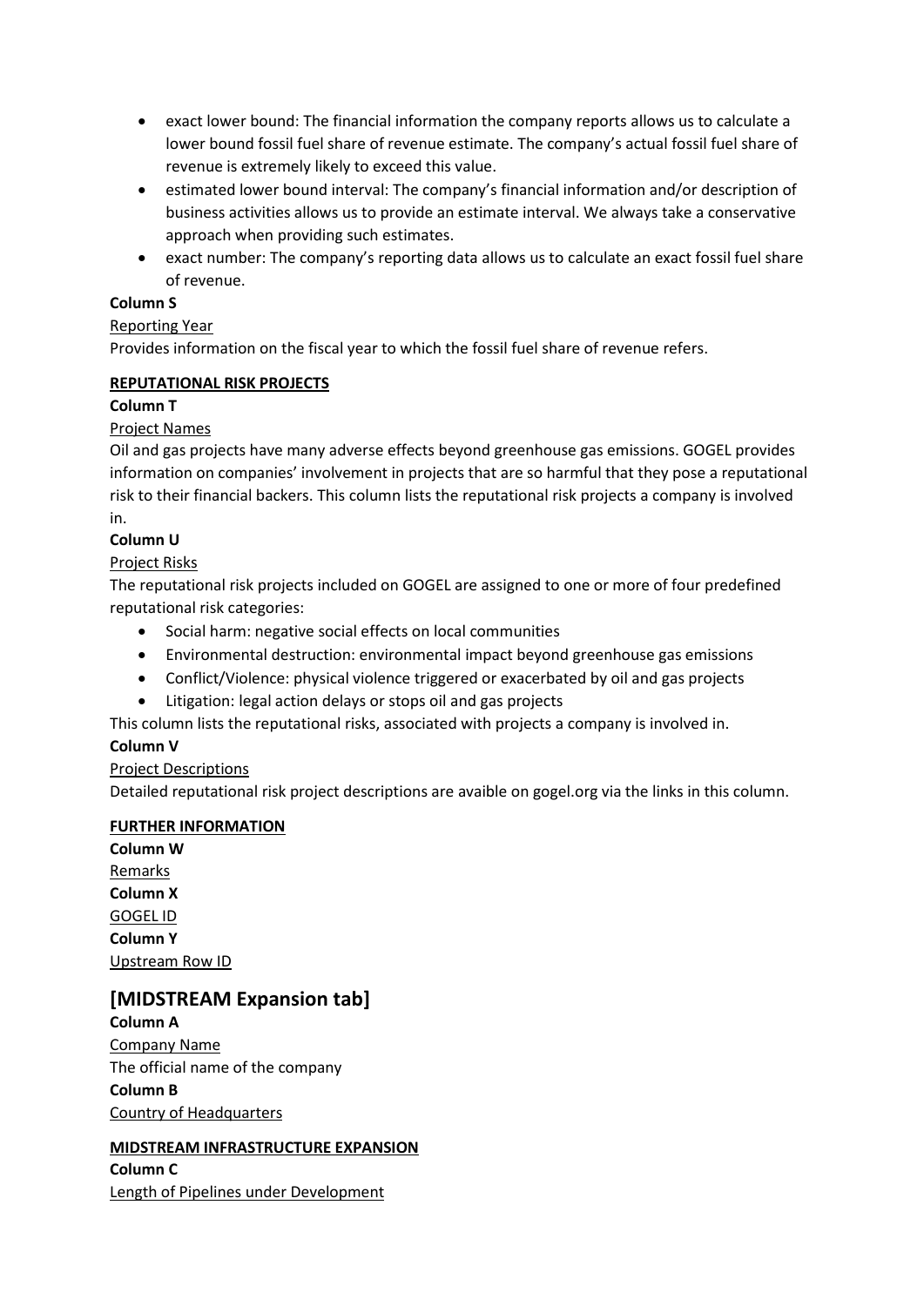- exact lower bound: The financial information the company reports allows us to calculate a lower bound fossil fuel share of revenue estimate. The company's actual fossil fuel share of revenue is extremely likely to exceed this value.
- estimated lower bound interval: The company's financial information and/or description of business activities allows us to provide an estimate interval. We always take a conservative approach when providing such estimates.
- exact number: The company's reporting data allows us to calculate an exact fossil fuel share of revenue.

**Column S**

Reporting Year

Provides information on the fiscal year to which the fossil fuel share of revenue refers.

**REPUTATIONAL RISK PROJECTS**

**Column T**

Project Names

Oil and gas projects have many adverse effects beyond greenhouse gas emissions. GOGEL provides information on companies' involvement in projects that are so harmful that they pose a reputational risk to their financial backers. This column lists the reputational risk projects a company is involved in.

**Column U**

Project Risks

The reputational risk projects included on GOGEL are assigned to one or more of four predefined reputational risk categories:

- Social harm: negative social effects on local communities
- Environmental destruction: environmental impact beyond greenhouse gas emissions
- Conflict/Violence: physical violence triggered or exacerbated by oil and gas projects
- Litigation: legal action delays or stops oil and gas projects

This column lists the reputational risks, associated with projects a company is involved in.

**Column V**

Project Descriptions

Detailed reputational risk project descriptions are avaible on gogel.org via the links in this column.

**FURTHER INFORMATION**

**Column W**

Remarks

**Column X**

GOGEL ID

**Column Y**

Upstream Row ID

## [MIDSTREAM Expansion tab]

**Column A**

Company Name

The official name of the company

**Column B**

Country of Headquarters

**MIDSTREAM INFRASTRUCTURE EXPANSION**

**Column C**

Length of Pipelines under Development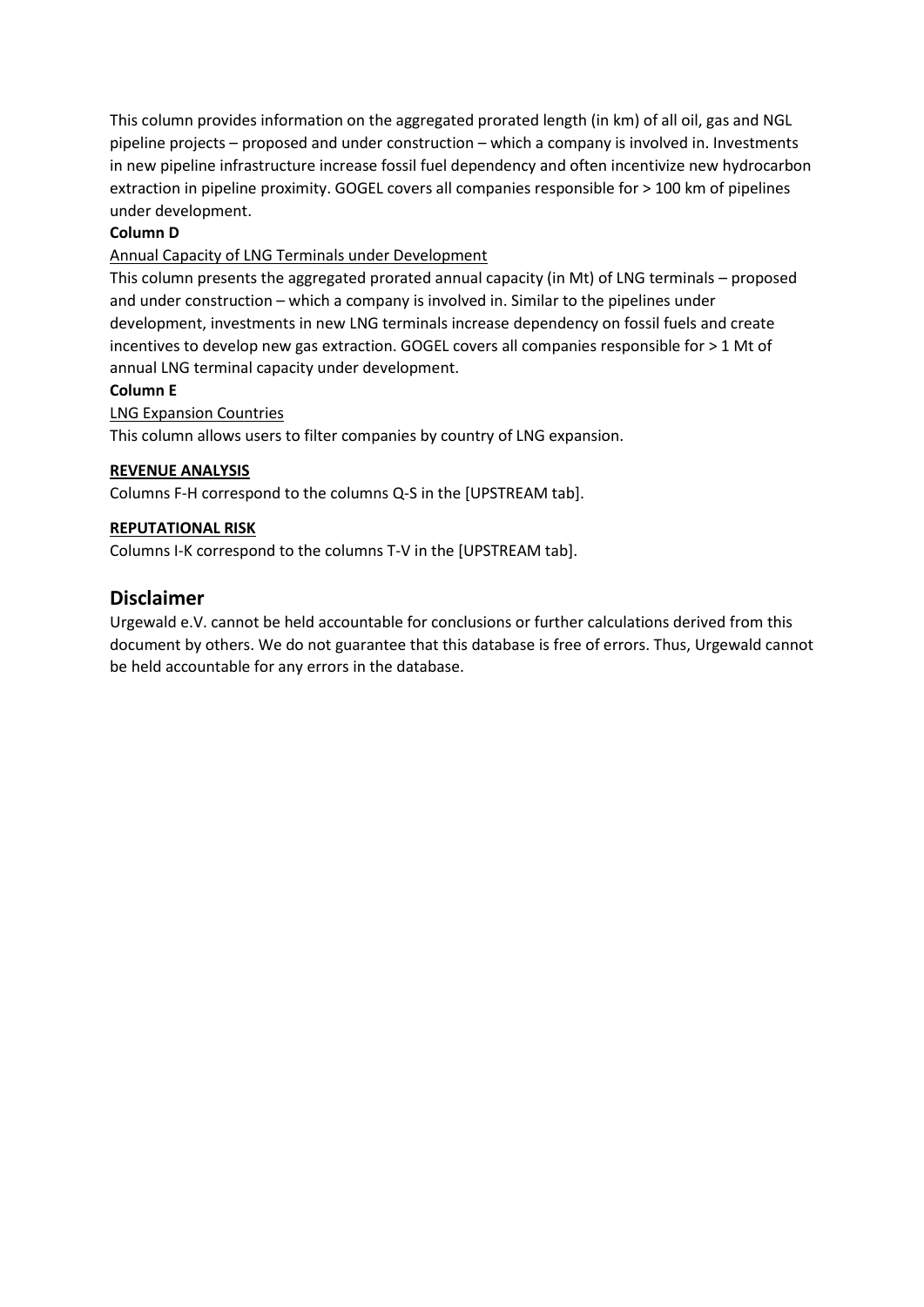This column provides information on the aggregated prorated length (in km) of all oil, gas and NGL pipeline projects – proposed and under construction – which a company is involved in. Investments in new pipeline infrastructure increase fossil fuel dependency and often incentivize new hydrocarbon extraction in pipeline proximity. GOGEL covers all companies responsible for > 100 km of pipelines under development.

**Column D**

Annual Capacity of LNG Terminals under Development

This column presents the aggregated prorated annual capacity (in Mt) of LNG terminals – proposed and under construction – which a company is involved in. Similar to the pipelines under development, investments in new LNG terminals increase dependency on fossil fuels and create incentives to develop new gas extraction. GOGEL covers all companies responsible for > 1 Mt of annual LNG terminal capacity under development.

**Column E**

LNG Expansion Countries

This column allows users to filter companies by country of LNG expansion.

**REVENUE ANALYSIS**

Columns F-H correspond to the columns Q-S in the [UPSTREAM tab].

**REPUTATIONAL RISK**

Columns I-K correspond to the columns T-V in the [UPSTREAM tab].

## Disclaimer

Urgewald e.V. cannot be held accountable for conclusions or further calculations derived from this document by others. We do not guarantee that this database is free of errors. Thus, Urgewald cannot be held accountable for any errors in the database.